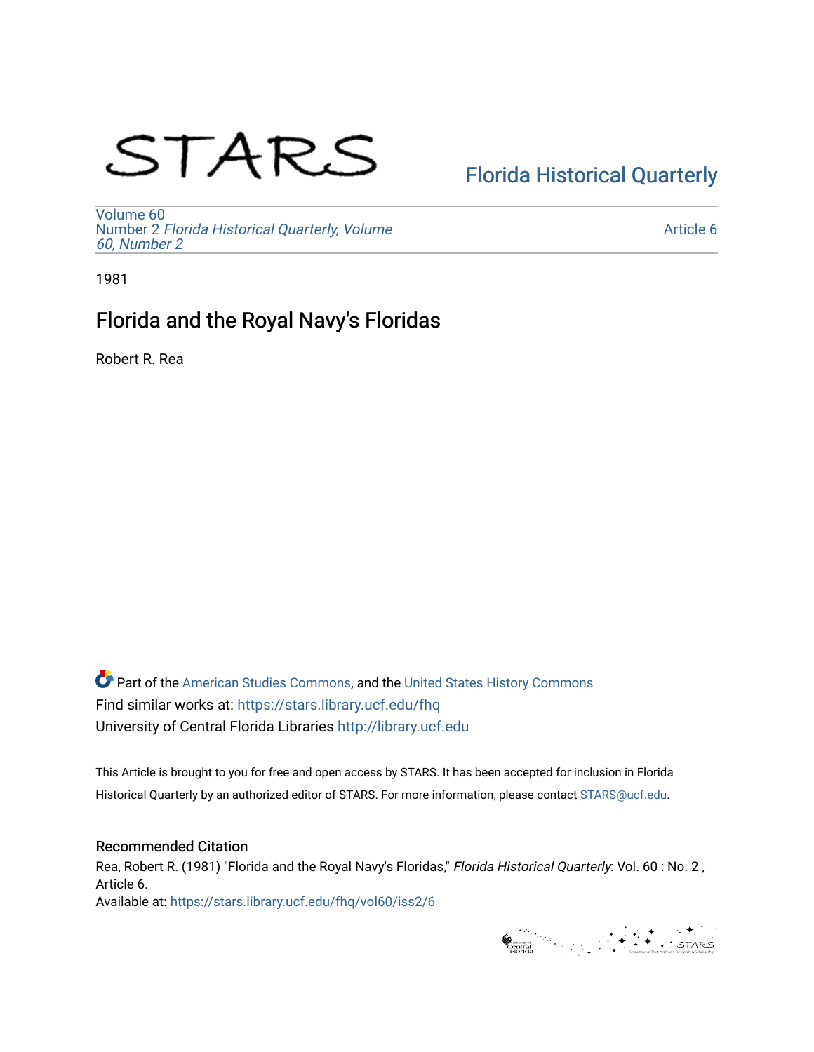# STARS

Florida Historical Quarterly

Volume 60
Number 2 *Florida Historical Quarterly, Volume 60, Number 2*

Article 6

1981

## Florida and the Royal Navy's Floridas

Robert R. Rea

Part of the American Studies Commons, and the United States History Commons
Find similar works at: https://stars.library.ucf.edu/fhq
University of Central Florida Libraries http://library.ucf.edu

This Article is brought to you for free and open access by STARS. It has been accepted for inclusion in Florida Historical Quarterly by an authorized editor of STARS. For more information, please contact STARS@ucf.edu.

### Recommended Citation

Rea, Robert R. (1981) "Florida and the Royal Navy's Floridas," *Florida Historical Quarterly*: Vol. 60 : No. 2 , Article 6.
Available at: https://stars.library.ucf.edu/fhq/vol60/iss2/6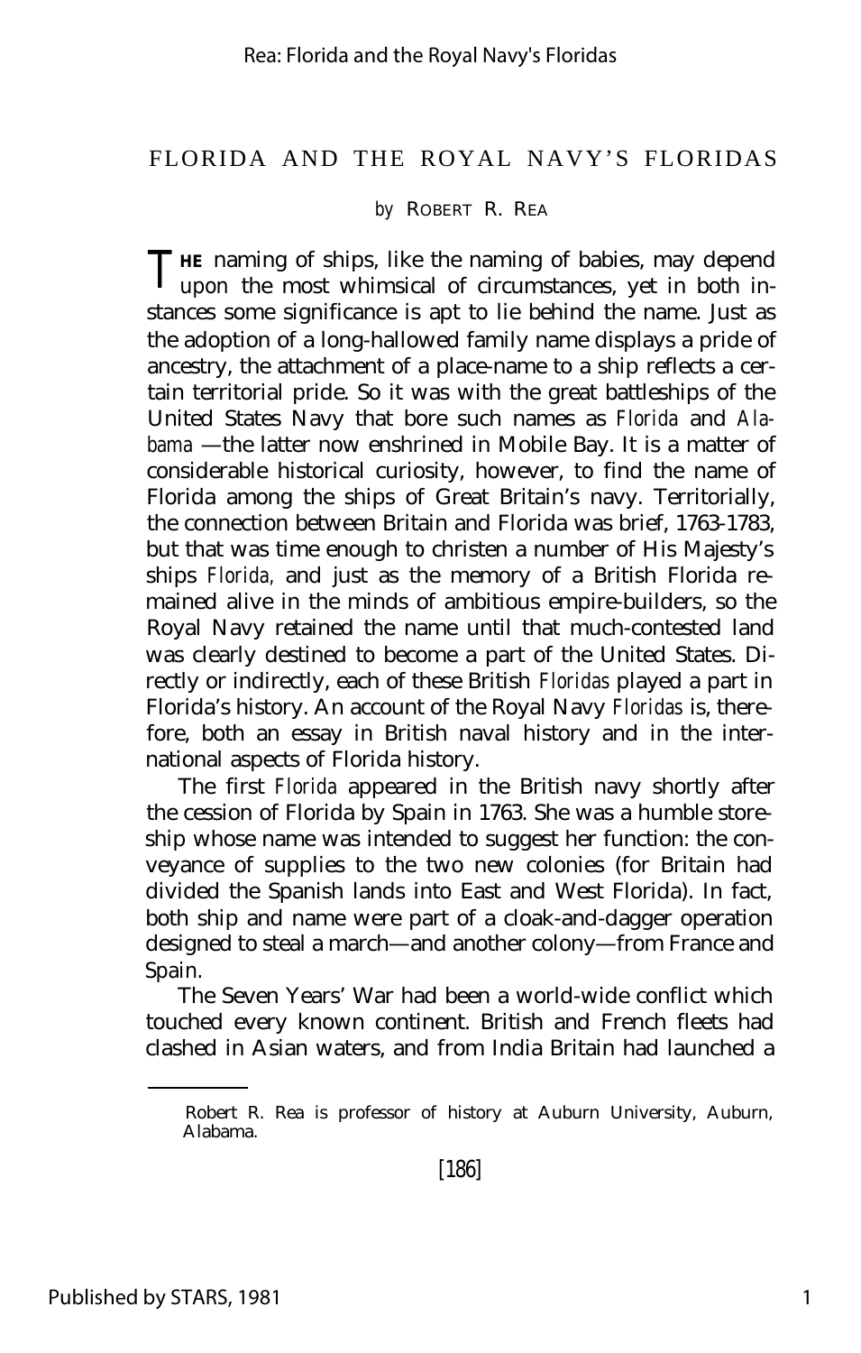# FLORIDA AND THE ROYAL NAVY'S FLORIDAS

*by* ROBERT R. REA

THE naming of ships, like the naming of babies, may depend upon the most whimsical of circumstances, yet in both instances some significance is apt to lie behind the name. Just as the adoption of a long-hallowed family name displays a pride of ancestry, the attachment of a place-name to a ship reflects a certain territorial pride. So it was with the great battleships of the United States Navy that bore such names as *Florida* and *Alabama* —the latter now enshrined in Mobile Bay. It is a matter of considerable historical curiosity, however, to find the name of Florida among the ships of Great Britain's navy. Territorially, the connection between Britain and Florida was brief, 1763-1783, but that was time enough to christen a number of His Majesty's ships *Florida,* and just as the memory of a British Florida remained alive in the minds of ambitious empire-builders, so the Royal Navy retained the name until that much-contested land was clearly destined to become a part of the United States. Directly or indirectly, each of these British *Floridas* played a part in Florida's history. An account of the Royal Navy *Floridas* is, therefore, both an essay in British naval history and in the international aspects of Florida history.

The first *Florida* appeared in the British navy shortly after the cession of Florida by Spain in 1763. She was a humble storeship whose name was intended to suggest her function: the conveyance of supplies to the two new colonies (for Britain had divided the Spanish lands into East and West Florida). In fact, both ship and name were part of a cloak-and-dagger operation designed to steal a march—and another colony—from France and Spain.

The Seven Years' War had been a world-wide conflict which touched every known continent. British and French fleets had clashed in Asian waters, and from India Britain had launched a

Robert R. Rea is professor of history at Auburn University, Auburn, Alabama.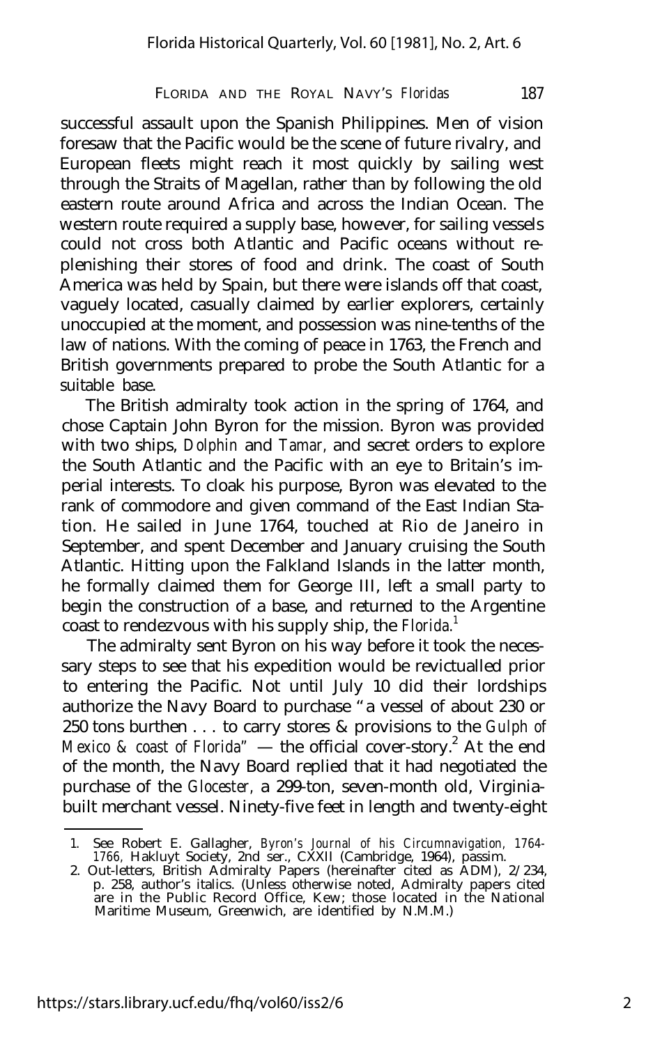successful assault upon the Spanish Philippines. Men of vision foresaw that the Pacific would be the scene of future rivalry, and European fleets might reach it most quickly by sailing west through the Straits of Magellan, rather than by following the old eastern route around Africa and across the Indian Ocean. The western route required a supply base, however, for sailing vessels could not cross both Atlantic and Pacific oceans without replenishing their stores of food and drink. The coast of South America was held by Spain, but there were islands off that coast, vaguely located, casually claimed by earlier explorers, certainly unoccupied at the moment, and possession was nine-tenths of the law of nations. With the coming of peace in 1763, the French and British governments prepared to probe the South Atlantic for a suitable base.

The British admiralty took action in the spring of 1764, and chose Captain John Byron for the mission. Byron was provided with two ships, *Dolphin* and *Tamar*, and secret orders to explore the South Atlantic and the Pacific with an eye to Britain's imperial interests. To cloak his purpose, Byron was elevated to the rank of commodore and given command of the East Indian Station. He sailed in June 1764, touched at Rio de Janeiro in September, and spent December and January cruising the South Atlantic. Hitting upon the Falkland Islands in the latter month, he formally claimed them for George III, left a small party to begin the construction of a base, and returned to the Argentine coast to rendezvous with his supply ship, the *Florida*.[1]

The admiralty sent Byron on his way before it took the necessary steps to see that his expedition would be revictualled prior to entering the Pacific. Not until July 10 did their lordships authorize the Navy Board to purchase "a vessel of about 230 or 250 tons burthen . . . to carry stores & provisions to the *Gulph of Mexico & coast of Florida*" — the official cover-story.[2] At the end of the month, the Navy Board replied that it had negotiated the purchase of the *Glocester*, a 299-ton, seven-month old, Virginia-built merchant vessel. Ninety-five feet in length and twenty-eight

1. See Robert E. Gallagher, *Byron's Journal of his Circumnavigation, 1764-1766*, Hakluyt Society, 2nd ser., CXXII (Cambridge, 1964), passim.
2. Out-letters, British Admiralty Papers (hereinafter cited as ADM), 2/234, p. 258, author's italics. (Unless otherwise noted, Admiralty papers cited are in the Public Record Office, Kew; those located in the National Maritime Museum, Greenwich, are identified by N.M.M.)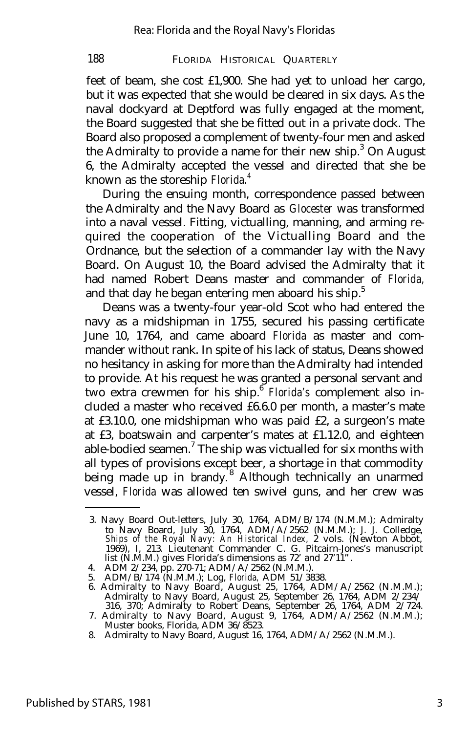feet of beam, she cost £1,900. She had yet to unload her cargo, but it was expected that she would be cleared in six days. As the naval dockyard at Deptford was fully engaged at the moment, the Board suggested that she be fitted out in a private dock. The Board also proposed a complement of twenty-four men and asked the Admiralty to provide a name for their new ship.[3] On August 6, the Admiralty accepted the vessel and directed that she be known as the storeship *Florida*.[4]

During the ensuing month, correspondence passed between the Admiralty and the Navy Board as *Glocester* was transformed into a naval vessel. Fitting, victualling, manning, and arming required the cooperation of the Victualling Board and the Ordnance, but the selection of a commander lay with the Navy Board. On August 10, the Board advised the Admiralty that it had named Robert Deans master and commander of *Florida*, and that day he began entering men aboard his ship.[5]

Deans was a twenty-four year-old Scot who had entered the navy as a midshipman in 1755, secured his passing certificate June 10, 1764, and came aboard *Florida* as master and commander without rank. In spite of his lack of status, Deans showed no hesitancy in asking for more than the Admiralty had intended to provide. At his request he was granted a personal servant and two extra crewmen for his ship.[6] *Florida's* complement also included a master who received £6.6.0 per month, a master's mate at £3.10.0, one midshipman who was paid £2, a surgeon's mate at £3, boatswain and carpenter's mates at £1.12.0, and eighteen able-bodied seamen.[7] The ship was victualled for six months with all types of provisions except beer, a shortage in that commodity being made up in brandy.[8] Although technically an unarmed vessel, *Florida* was allowed ten swivel guns, and her crew was

---

3. Navy Board Out-letters, July 30, 1764, ADM/B/174 (N.M.M.); Admiralty to Navy Board, July 30, 1764, ADM/A/2562 (N.M.M.); J. J. Colledge, *Ships of the Royal Navy: An Historical Index*, 2 vols. (Newton Abbot, 1969), I, 213. Lieutenant Commander C. G. Pitcairn-Jones's manuscript list (N.M.M.) gives Florida's dimensions as 72' and 27'11".
4. ADM 2/234, pp. 270-71; ADM/A/2562 (N.M.M.).
5. ADM/B/174 (N.M.M.); Log, *Florida*, ADM 51/3838.
6. Admiralty to Navy Board, August 25, 1764, ADM/A/2562 (N.M.M.); Admiralty to Navy Board, August 25, September 26, 1764, ADM 2/234/316, 370; Admiralty to Robert Deans, September 26, 1764, ADM 2/724.
7. Admiralty to Navy Board, August 9, 1764, ADM/A/2562 (N.M.M.); Muster books, Florida, ADM 36/8523.
8. Admiralty to Navy Board, August 16, 1764, ADM/A/2562 (N.M.M.).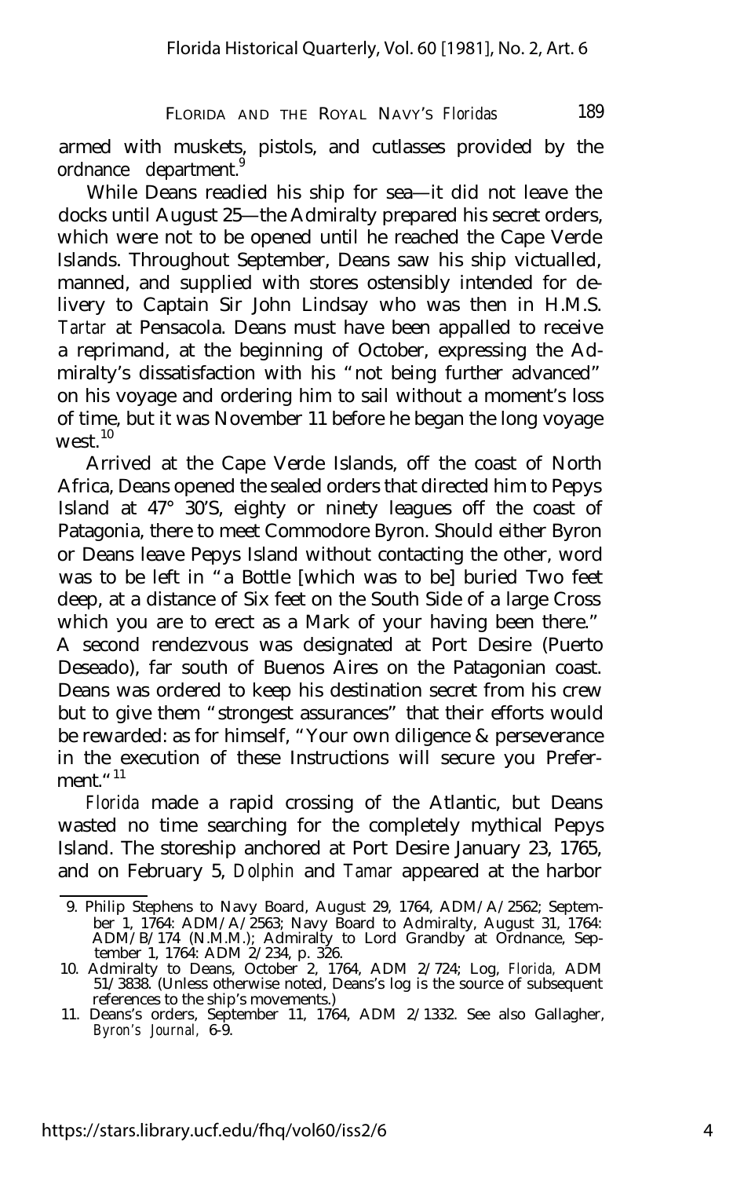armed with muskets, pistols, and cutlasses provided by the ordnance department.[9]

While Deans readied his ship for sea—it did not leave the docks until August 25—the Admiralty prepared his secret orders, which were not to be opened until he reached the Cape Verde Islands. Throughout September, Deans saw his ship victualled, manned, and supplied with stores ostensibly intended for delivery to Captain Sir John Lindsay who was then in H.M.S. *Tartar* at Pensacola. Deans must have been appalled to receive a reprimand, at the beginning of October, expressing the Admiralty's dissatisfaction with his "not being further advanced" on his voyage and ordering him to sail without a moment's loss of time, but it was November 11 before he began the long voyage west.[10]

Arrived at the Cape Verde Islands, off the coast of North Africa, Deans opened the sealed orders that directed him to Pepys Island at 47° 30'S, eighty or ninety leagues off the coast of Patagonia, there to meet Commodore Byron. Should either Byron or Deans leave Pepys Island without contacting the other, word was to be left in "a Bottle [which was to be] buried Two feet deep, at a distance of Six feet on the South Side of a large Cross which you are to erect as a Mark of your having been there." A second rendezvous was designated at Port Desire (Puerto Deseado), far south of Buenos Aires on the Patagonian coast. Deans was ordered to keep his destination secret from his crew but to give them "strongest assurances" that their efforts would be rewarded: as for himself, "Your own diligence & perseverance in the execution of these Instructions will secure you Preferment."[11]

*Florida* made a rapid crossing of the Atlantic, but Deans wasted no time searching for the completely mythical Pepys Island. The storeship anchored at Port Desire January 23, 1765, and on February 5, *Dolphin* and *Tamar* appeared at the harbor

9. Philip Stephens to Navy Board, August 29, 1764, ADM/A/2562; September 1, 1764: ADM/A/2563; Navy Board to Admiralty, August 31, 1764: ADM/B/174 (N.M.M.); Admiralty to Lord Grandby at Ordnance, September 1, 1764: ADM 2/234, p. 326.

10. Admiralty to Deans, October 2, 1764, ADM 2/724; Log, *Florida,* ADM 51/3838. (Unless otherwise noted, Deans's log is the source of subsequent references to the ship's movements.)

11. Deans's orders, September 11, 1764, ADM 2/1332. See also Gallagher, *Byron's Journal,* 6-9.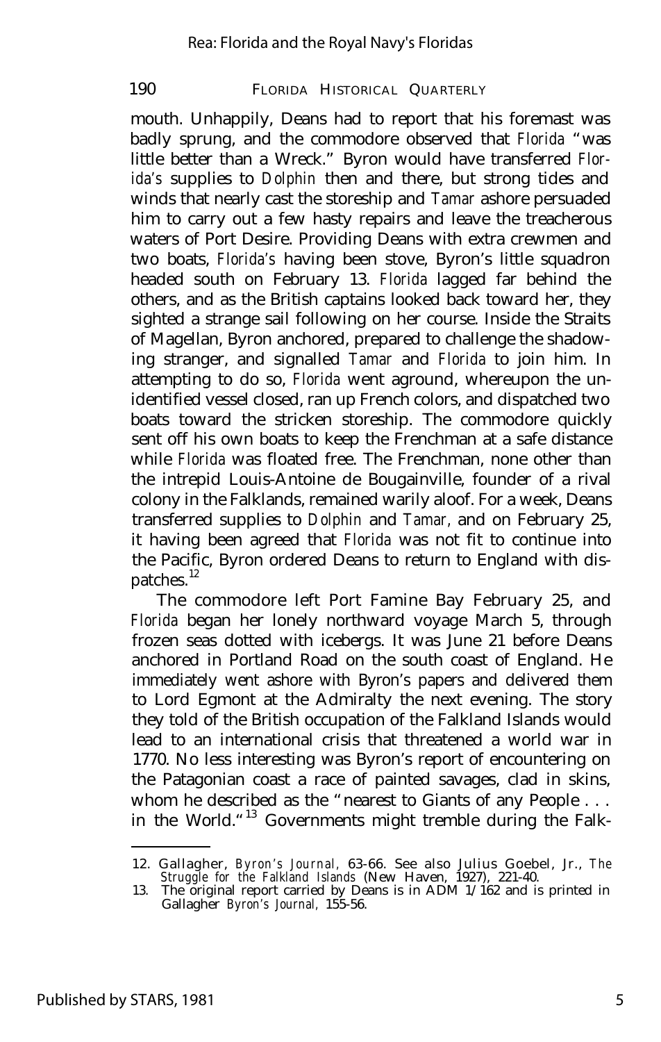mouth. Unhappily, Deans had to report that his foremast was badly sprung, and the commodore observed that *Florida* "was little better than a Wreck." Byron would have transferred *Florida's* supplies to *Dolphin* then and there, but strong tides and winds that nearly cast the storeship and *Tamar* ashore persuaded him to carry out a few hasty repairs and leave the treacherous waters of Port Desire. Providing Deans with extra crewmen and two boats, *Florida's* having been stove, Byron's little squadron headed south on February 13. *Florida* lagged far behind the others, and as the British captains looked back toward her, they sighted a strange sail following on her course. Inside the Straits of Magellan, Byron anchored, prepared to challenge the shadowing stranger, and signalled *Tamar* and *Florida* to join him. In attempting to do so, *Florida* went aground, whereupon the unidentified vessel closed, ran up French colors, and dispatched two boats toward the stricken storeship. The commodore quickly sent off his own boats to keep the Frenchman at a safe distance while *Florida* was floated free. The Frenchman, none other than the intrepid Louis-Antoine de Bougainville, founder of a rival colony in the Falklands, remained warily aloof. For a week, Deans transferred supplies to *Dolphin* and *Tamar*, and on February 25, it having been agreed that *Florida* was not fit to continue into the Pacific, Byron ordered Deans to return to England with dispatches.[12]

The commodore left Port Famine Bay February 25, and *Florida* began her lonely northward voyage March 5, through frozen seas dotted with icebergs. It was June 21 before Deans anchored in Portland Road on the south coast of England. He immediately went ashore with Byron's papers and delivered them to Lord Egmont at the Admiralty the next evening. The story they told of the British occupation of the Falkland Islands would lead to an international crisis that threatened a world war in 1770. No less interesting was Byron's report of encountering on the Patagonian coast a race of painted savages, clad in skins, whom he described as the "nearest to Giants of any People . . . in the World."[13] Governments might tremble during the Falk-

---

12. Gallagher, *Byron's Journal*, 63-66. See also Julius Goebel, Jr., *The Struggle for the Falkland Islands* (New Haven, 1927), 221-40.
13. The original report carried by Deans is in ADM 1/162 and is printed in Gallagher *Byron's Journal*, 155-56.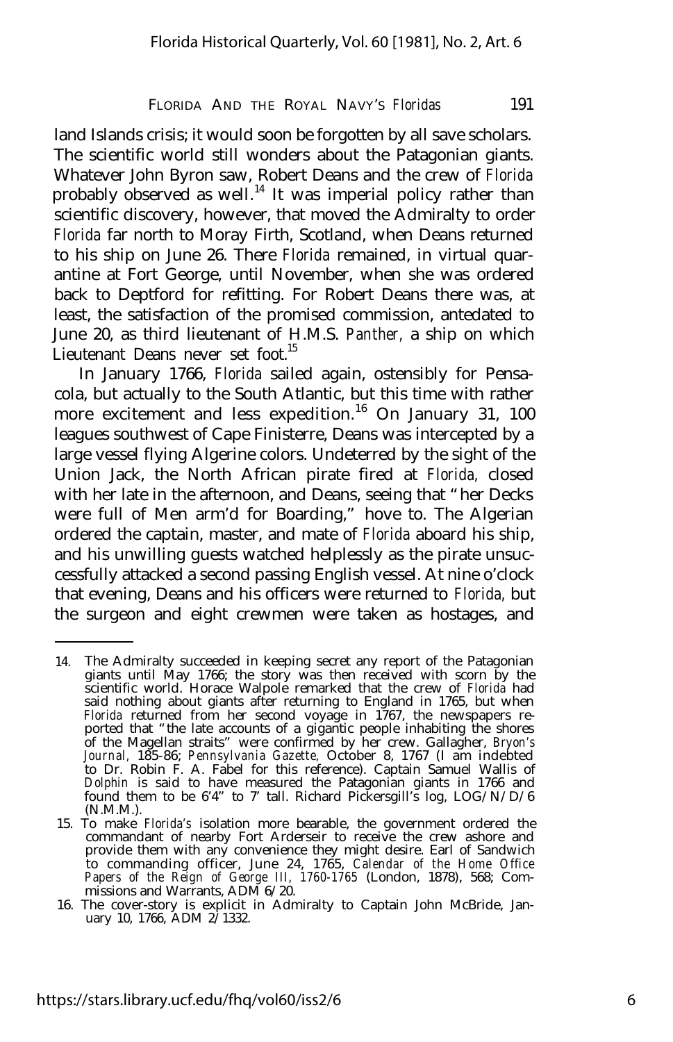land Islands crisis; it would soon be forgotten by all save scholars. The scientific world still wonders about the Patagonian giants. Whatever John Byron saw, Robert Deans and the crew of *Florida* probably observed as well.[14] It was imperial policy rather than scientific discovery, however, that moved the Admiralty to order *Florida* far north to Moray Firth, Scotland, when Deans returned to his ship on June 26. There *Florida* remained, in virtual quarantine at Fort George, until November, when she was ordered back to Deptford for refitting. For Robert Deans there was, at least, the satisfaction of the promised commission, antedated to June 20, as third lieutenant of H.M.S. *Panther,* a ship on which Lieutenant Deans never set foot.[15]

In January 1766, *Florida* sailed again, ostensibly for Pensacola, but actually to the South Atlantic, but this time with rather more excitement and less expedition.[16] On January 31, 100 leagues southwest of Cape Finisterre, Deans was intercepted by a large vessel flying Algerine colors. Undeterred by the sight of the Union Jack, the North African pirate fired at *Florida,* closed with her late in the afternoon, and Deans, seeing that "her Decks were full of Men arm'd for Boarding," hove to. The Algerian ordered the captain, master, and mate of *Florida* aboard his ship, and his unwilling guests watched helplessly as the pirate unsuccessfully attacked a second passing English vessel. At nine o'clock that evening, Deans and his officers were returned to *Florida,* but the surgeon and eight crewmen were taken as hostages, and

---

14. The Admiralty succeeded in keeping secret any report of the Patagonian giants until May 1766; the story was then received with scorn by the scientific world. Horace Walpole remarked that the crew of *Florida* had said nothing about giants after returning to England in 1765, but when *Florida* returned from her second voyage in 1767, the newspapers reported that "the late accounts of a gigantic people inhabiting the shores of the Magellan straits" were confirmed by her crew. Gallagher, *Bryon's Journal*, 185-86; *Pennsylvania Gazette*, October 8, 1767 (I am indebted to Dr. Robin F. A. Fabel for this reference). Captain Samuel Wallis of *Dolphin* is said to have measured the Patagonian giants in 1766 and found them to be 6'4" to 7' tall. Richard Pickersgill's log, LOG/N/D/6 (N.M.M.).

15. To make *Florida's* isolation more bearable, the government ordered the commandant of nearby Fort Arderseir to receive the crew ashore and provide them with any convenience they might desire. Earl of Sandwich to commanding officer, June 24, 1765, *Calendar of the Home Office Papers of the Reign of George III, 1760-1765* (London, 1878), 568; Commissions and Warrants, ADM 6/20.

16. The cover-story is explicit in Admiralty to Captain John McBride, January 10, 1766, ADM 2/1332.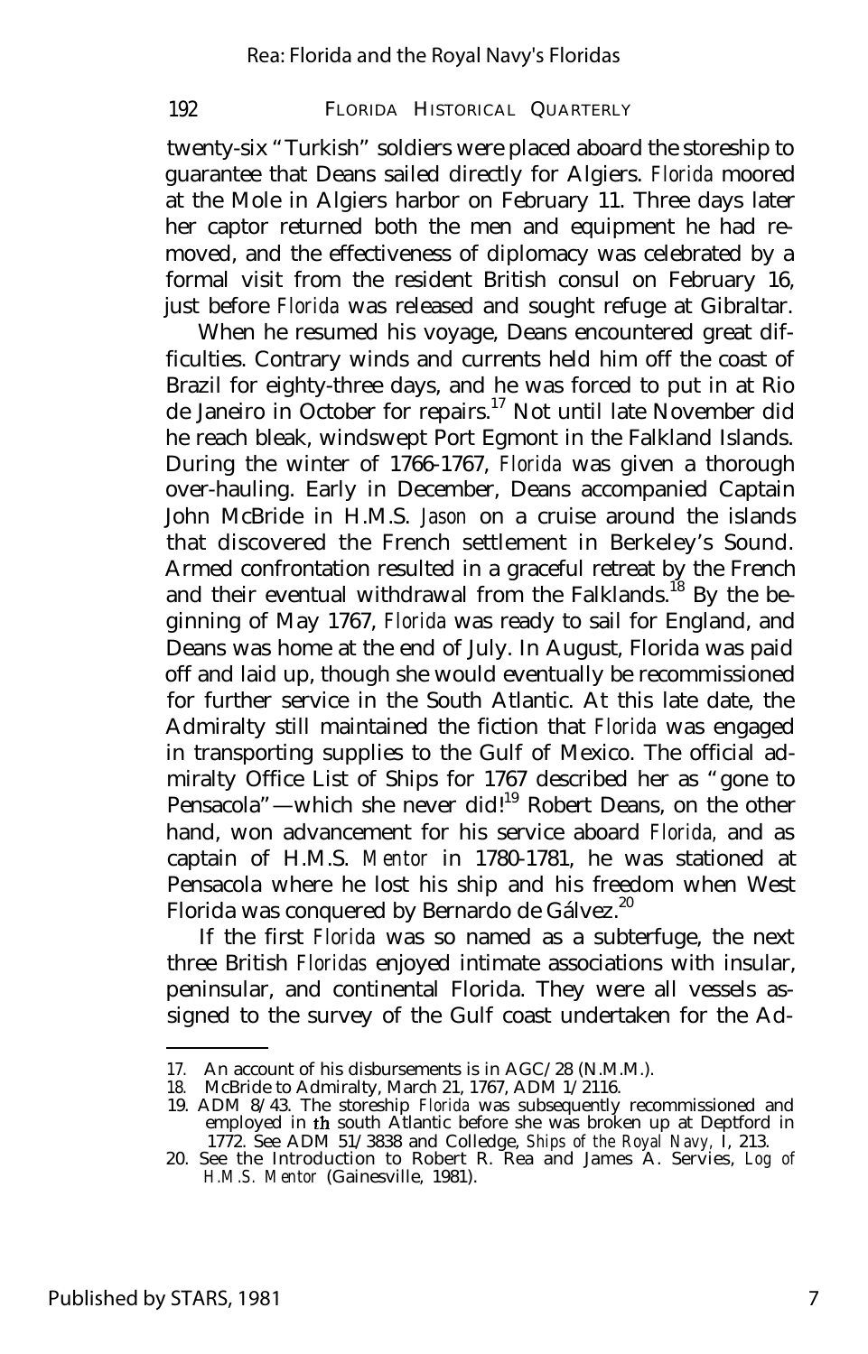twenty-six "Turkish" soldiers were placed aboard the storeship to guarantee that Deans sailed directly for Algiers. *Florida* moored at the Mole in Algiers harbor on February 11. Three days later her captor returned both the men and equipment he had removed, and the effectiveness of diplomacy was celebrated by a formal visit from the resident British consul on February 16, just before *Florida* was released and sought refuge at Gibraltar.

When he resumed his voyage, Deans encountered great difficulties. Contrary winds and currents held him off the coast of Brazil for eighty-three days, and he was forced to put in at Rio de Janeiro in October for repairs.[17] Not until late November did he reach bleak, windswept Port Egmont in the Falkland Islands. During the winter of 1766-1767, *Florida* was given a thorough over-hauling. Early in December, Deans accompanied Captain John McBride in H.M.S. *Jason* on a cruise around the islands that discovered the French settlement in Berkeley's Sound. Armed confrontation resulted in a graceful retreat by the French and their eventual withdrawal from the Falklands.[18] By the beginning of May 1767, *Florida* was ready to sail for England, and Deans was home at the end of July. In August, Florida was paid off and laid up, though she would eventually be recommissioned for further service in the South Atlantic. At this late date, the Admiralty still maintained the fiction that *Florida* was engaged in transporting supplies to the Gulf of Mexico. The official admiralty Office List of Ships for 1767 described her as "gone to Pensacola"—which she never did![19] Robert Deans, on the other hand, won advancement for his service aboard *Florida*, and as captain of H.M.S. *Mentor* in 1780-1781, he was stationed at Pensacola where he lost his ship and his freedom when West Florida was conquered by Bernardo de Gálvez.[20]

If the first *Florida* was so named as a subterfuge, the next three British *Floridas* enjoyed intimate associations with insular, peninsular, and continental Florida. They were all vessels assigned to the survey of the Gulf coast undertaken for the Ad-

---

17. An account of his disbursements is in AGC/28 (N.M.M.).
18. McBride to Admiralty, March 21, 1767, ADM 1/2116.
19. ADM 8/43. The storeship *Florida* was subsequently recommissioned and employed in th south Atlantic before she was broken up at Deptford in 1772. See ADM 51/3838 and Colledge, *Ships of the Royal Navy*, I, 213.
20. See the Introduction to Robert R. Rea and James A. Servies, *Log of H.M.S. Mentor* (Gainesville, 1981).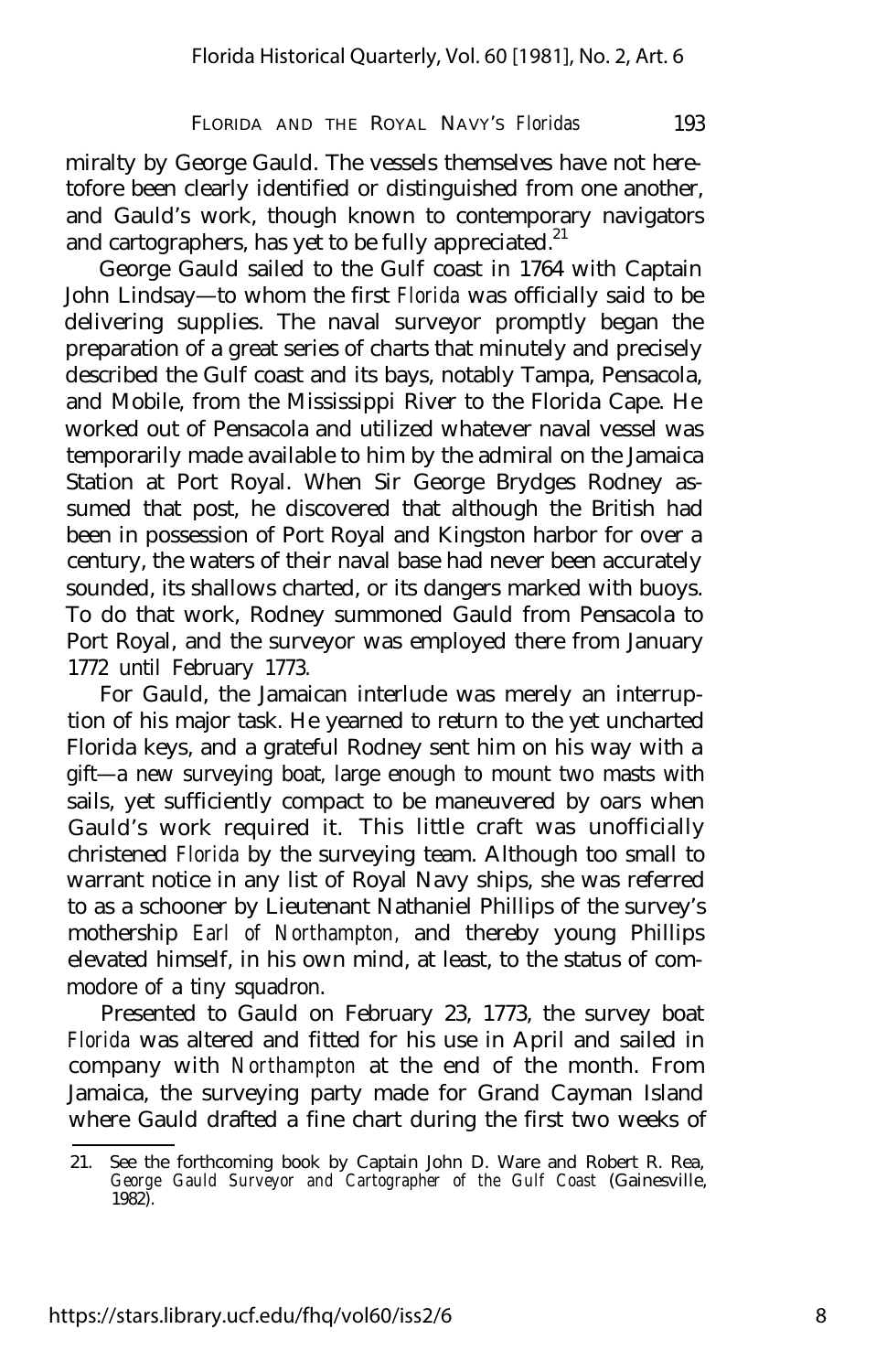miralty by George Gauld. The vessels themselves have not heretofore been clearly identified or distinguished from one another, and Gauld's work, though known to contemporary navigators and cartographers, has yet to be fully appreciated.[21]

George Gauld sailed to the Gulf coast in 1764 with Captain John Lindsay—to whom the first *Florida* was officially said to be delivering supplies. The naval surveyor promptly began the preparation of a great series of charts that minutely and precisely described the Gulf coast and its bays, notably Tampa, Pensacola, and Mobile, from the Mississippi River to the Florida Cape. He worked out of Pensacola and utilized whatever naval vessel was temporarily made available to him by the admiral on the Jamaica Station at Port Royal. When Sir George Brydges Rodney assumed that post, he discovered that although the British had been in possession of Port Royal and Kingston harbor for over a century, the waters of their naval base had never been accurately sounded, its shallows charted, or its dangers marked with buoys. To do that work, Rodney summoned Gauld from Pensacola to Port Royal, and the surveyor was employed there from January 1772 until February 1773.

For Gauld, the Jamaican interlude was merely an interruption of his major task. He yearned to return to the yet uncharted Florida keys, and a grateful Rodney sent him on his way with a gift—a new surveying boat, large enough to mount two masts with sails, yet sufficiently compact to be maneuvered by oars when Gauld's work required it. This little craft was unofficially christened *Florida* by the surveying team. Although too small to warrant notice in any list of Royal Navy ships, she was referred to as a schooner by Lieutenant Nathaniel Phillips of the survey's mothership *Earl of Northampton,* and thereby young Phillips elevated himself, in his own mind, at least, to the status of commodore of a tiny squadron.

Presented to Gauld on February 23, 1773, the survey boat *Florida* was altered and fitted for his use in April and sailed in company with *Northampton* at the end of the month. From Jamaica, the surveying party made for Grand Cayman Island where Gauld drafted a fine chart during the first two weeks of

21. See the forthcoming book by Captain John D. Ware and Robert R. Rea, *George Gauld Surveyor and Cartographer of the Gulf Coast* (Gainesville, 1982).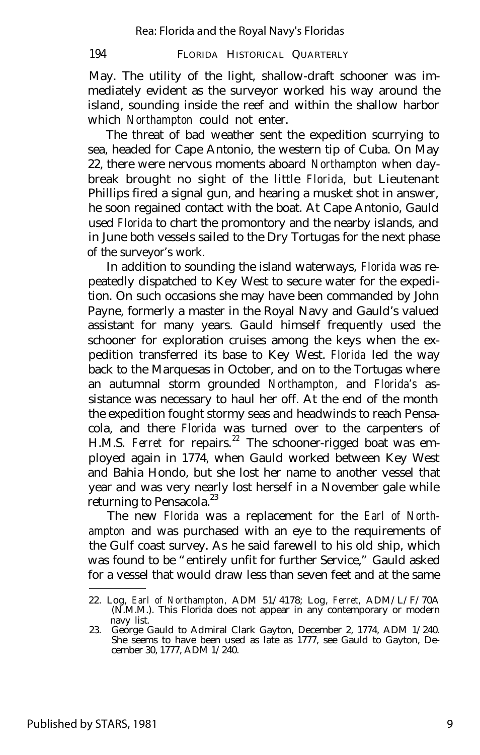May. The utility of the light, shallow-draft schooner was immediately evident as the surveyor worked his way around the island, sounding inside the reef and within the shallow harbor which *Northampton* could not enter.

The threat of bad weather sent the expedition scurrying to sea, headed for Cape Antonio, the western tip of Cuba. On May 22, there were nervous moments aboard *Northampton* when daybreak brought no sight of the little *Florida*, but Lieutenant Phillips fired a signal gun, and hearing a musket shot in answer, he soon regained contact with the boat. At Cape Antonio, Gauld used *Florida* to chart the promontory and the nearby islands, and in June both vessels sailed to the Dry Tortugas for the next phase of the surveyor's work.

In addition to sounding the island waterways, *Florida* was repeatedly dispatched to Key West to secure water for the expedition. On such occasions she may have been commanded by John Payne, formerly a master in the Royal Navy and Gauld's valued assistant for many years. Gauld himself frequently used the schooner for exploration cruises among the keys when the expedition transferred its base to Key West. *Florida* led the way back to the Marquesas in October, and on to the Tortugas where an autumnal storm grounded *Northampton*, and *Florida's* assistance was necessary to haul her off. At the end of the month the expedition fought stormy seas and headwinds to reach Pensacola, and there *Florida* was turned over to the carpenters of H.M.S. *Ferret* for repairs.[22] The schooner-rigged boat was employed again in 1774, when Gauld worked between Key West and Bahia Hondo, but she lost her name to another vessel that year and was very nearly lost herself in a November gale while returning to Pensacola.[23]

The new *Florida* was a replacement for the *Earl of Northampton* and was purchased with an eye to the requirements of the Gulf coast survey. As he said farewell to his old ship, which was found to be "entirely unfit for further Service," Gauld asked for a vessel that would draw less than seven feet and at the same

---

22. Log, *Earl of Northampton*, ADM 51/4178; Log, *Ferret*, ADM/L/F/70A (N.M.M.). This Florida does not appear in any contemporary or modern navy list.
23. George Gauld to Admiral Clark Gayton, December 2, 1774, ADM 1/240. She seems to have been used as late as 1777, see Gauld to Gayton, December 30, 1777, ADM 1/240.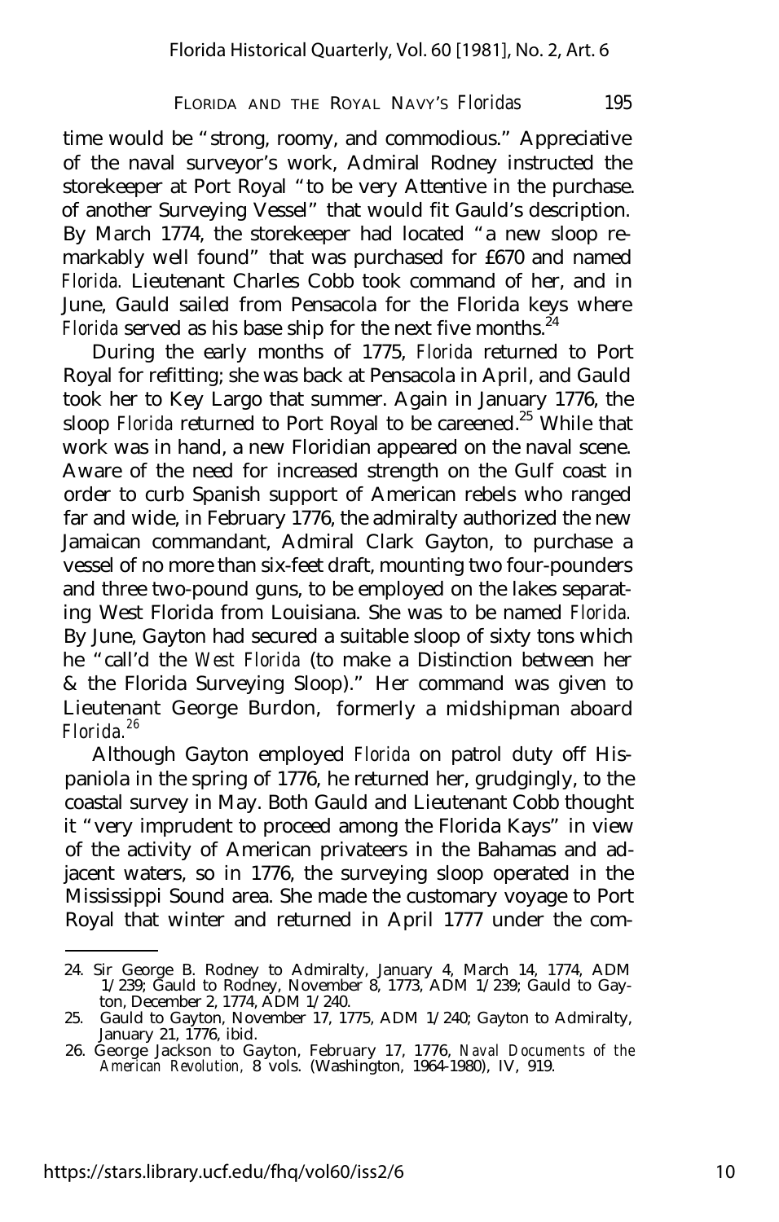time would be "strong, roomy, and commodious." Appreciative of the naval surveyor's work, Admiral Rodney instructed the storekeeper at Port Royal "to be very Attentive in the purchase. of another Surveying Vessel" that would fit Gauld's description. By March 1774, the storekeeper had located "a new sloop remarkably well found" that was purchased for £670 and named *Florida.* Lieutenant Charles Cobb took command of her, and in June, Gauld sailed from Pensacola for the Florida keys where *Florida* served as his base ship for the next five months.[24]

During the early months of 1775, *Florida* returned to Port Royal for refitting; she was back at Pensacola in April, and Gauld took her to Key Largo that summer. Again in January 1776, the sloop *Florida* returned to Port Royal to be careened.[25] While that work was in hand, a new Floridian appeared on the naval scene. Aware of the need for increased strength on the Gulf coast in order to curb Spanish support of American rebels who ranged far and wide, in February 1776, the admiralty authorized the new Jamaican commandant, Admiral Clark Gayton, to purchase a vessel of no more than six-feet draft, mounting two four-pounders and three two-pound guns, to be employed on the lakes separating West Florida from Louisiana. She was to be named *Florida.* By June, Gayton had secured a suitable sloop of sixty tons which he "call'd the *West Florida* (to make a Distinction between her & the Florida Surveying Sloop)." Her command was given to Lieutenant George Burdon, formerly a midshipman aboard *Florida.*[26]

Although Gayton employed *Florida* on patrol duty off Hispaniola in the spring of 1776, he returned her, grudgingly, to the coastal survey in May. Both Gauld and Lieutenant Cobb thought it "very imprudent to proceed among the Florida Kays" in view of the activity of American privateers in the Bahamas and adjacent waters, so in 1776, the surveying sloop operated in the Mississippi Sound area. She made the customary voyage to Port Royal that winter and returned in April 1777 under the com-

24. Sir George B. Rodney to Admiralty, January 4, March 14, 1774, ADM 1/239; Gauld to Rodney, November 8, 1773, ADM 1/239; Gauld to Gayton, December 2, 1774, ADM 1/240.

25. Gauld to Gayton, November 17, 1775, ADM 1/240; Gayton to Admiralty, January 21, 1776, ibid.

26. George Jackson to Gayton, February 17, 1776, *Naval Documents of the American Revolution,* 8 vols. (Washington, 1964-1980), IV, 919.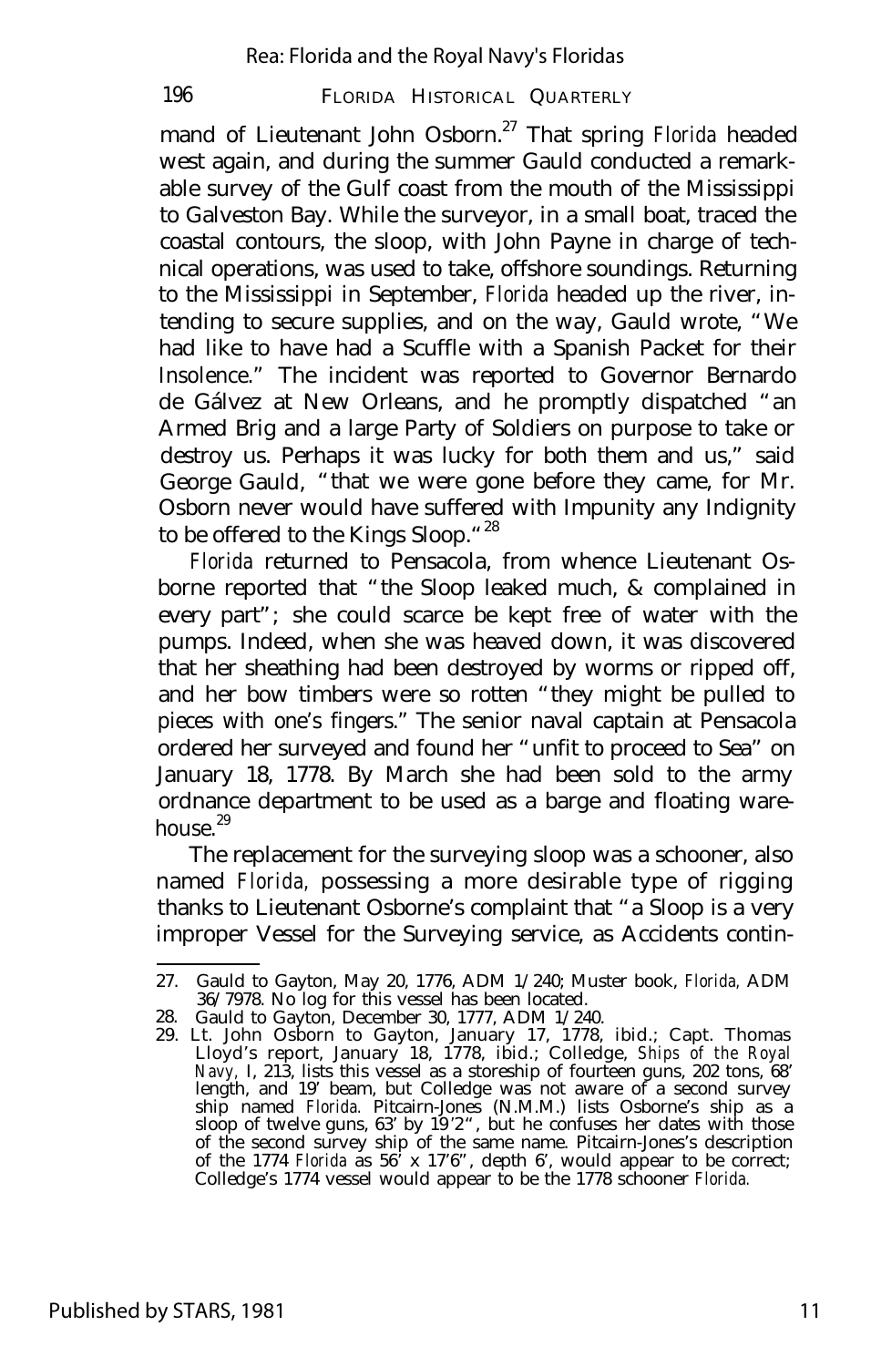mand of Lieutenant John Osborn.[27] That spring *Florida* headed west again, and during the summer Gauld conducted a remarkable survey of the Gulf coast from the mouth of the Mississippi to Galveston Bay. While the surveyor, in a small boat, traced the coastal contours, the sloop, with John Payne in charge of technical operations, was used to take, offshore soundings. Returning to the Mississippi in September, *Florida* headed up the river, intending to secure supplies, and on the way, Gauld wrote, "We had like to have had a Scuffle with a Spanish Packet for their Insolence." The incident was reported to Governor Bernardo de Gálvez at New Orleans, and he promptly dispatched "an Armed Brig and a large Party of Soldiers on purpose to take or destroy us. Perhaps it was lucky for both them and us," said George Gauld, "that we were gone before they came, for Mr. Osborn never would have suffered with Impunity any Indignity to be offered to the Kings Sloop."[28]

*Florida* returned to Pensacola, from whence Lieutenant Osborne reported that "the Sloop leaked much, & complained in every part"; she could scarce be kept free of water with the pumps. Indeed, when she was heaved down, it was discovered that her sheathing had been destroyed by worms or ripped off, and her bow timbers were so rotten "they might be pulled to pieces with one's fingers." The senior naval captain at Pensacola ordered her surveyed and found her "unfit to proceed to Sea" on January 18, 1778. By March she had been sold to the army ordnance department to be used as a barge and floating warehouse.[29]

The replacement for the surveying sloop was a schooner, also named *Florida*, possessing a more desirable type of rigging thanks to Lieutenant Osborne's complaint that "a Sloop is a very improper Vessel for the Surveying service, as Accidents contin-

---

27. Gauld to Gayton, May 20, 1776, ADM 1/240; Muster book, *Florida*, ADM 36/7978. No log for this vessel has been located.
28. Gauld to Gayton, December 30, 1777, ADM 1/240.
29. Lt. John Osborn to Gayton, January 17, 1778, ibid.; Capt. Thomas Lloyd's report, January 18, 1778, ibid.; Colledge, *Ships of the Royal Navy*, I, 213, lists this vessel as a storeship of fourteen guns, 202 tons, 68' length, and 19' beam, but Colledge was not aware of a second survey ship named *Florida*. Pitcairn-Jones (N.M.M.) lists Osborne's ship as a sloop of twelve guns, 63' by 19'2", but he confuses her dates with those of the second survey ship of the same name. Pitcairn-Jones's description of the 1774 *Florida* as 56' x 17'6", depth 6', would appear to be correct; Colledge's 1774 vessel would appear to be the 1778 schooner *Florida*.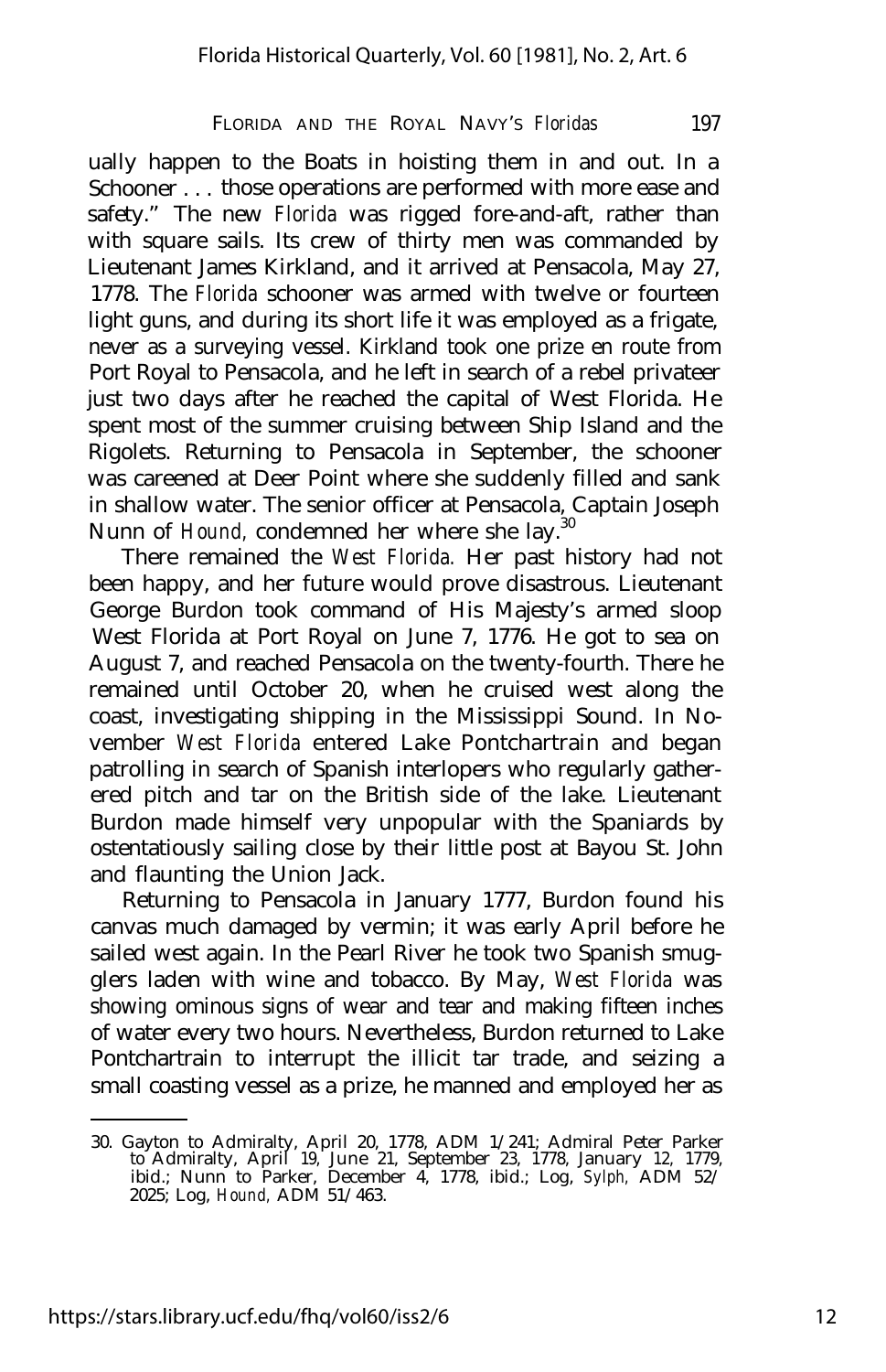ually happen to the Boats in hoisting them in and out. In a Schooner . . . those operations are performed with more ease and safety." The new *Florida* was rigged fore-and-aft, rather than with square sails. Its crew of thirty men was commanded by Lieutenant James Kirkland, and it arrived at Pensacola, May 27, 1778. The *Florida* schooner was armed with twelve or fourteen light guns, and during its short life it was employed as a frigate, never as a surveying vessel. Kirkland took one prize en route from Port Royal to Pensacola, and he left in search of a rebel privateer just two days after he reached the capital of West Florida. He spent most of the summer cruising between Ship Island and the Rigolets. Returning to Pensacola in September, the schooner was careened at Deer Point where she suddenly filled and sank in shallow water. The senior officer at Pensacola, Captain Joseph Nunn of *Hound*, condemned her where she lay.[30]

There remained the *West Florida*. Her past history had not been happy, and her future would prove disastrous. Lieutenant George Burdon took command of His Majesty's armed sloop West Florida at Port Royal on June 7, 1776. He got to sea on August 7, and reached Pensacola on the twenty-fourth. There he remained until October 20, when he cruised west along the coast, investigating shipping in the Mississippi Sound. In November *West Florida* entered Lake Pontchartrain and began patrolling in search of Spanish interlopers who regularly gathered pitch and tar on the British side of the lake. Lieutenant Burdon made himself very unpopular with the Spaniards by ostentatiously sailing close by their little post at Bayou St. John and flaunting the Union Jack.

Returning to Pensacola in January 1777, Burdon found his canvas much damaged by vermin; it was early April before he sailed west again. In the Pearl River he took two Spanish smugglers laden with wine and tobacco. By May, *West Florida* was showing ominous signs of wear and tear and making fifteen inches of water every two hours. Nevertheless, Burdon returned to Lake Pontchartrain to interrupt the illicit tar trade, and seizing a small coasting vessel as a prize, he manned and employed her as

30. Gayton to Admiralty, April 20, 1778, ADM 1/241; Admiral Peter Parker to Admiralty, April 19, June 21, September 23, 1778, January 12, 1779, ibid.; Nunn to Parker, December 4, 1778, ibid.; Log, *Sylph*, ADM 52/2025; Log, *Hound*, ADM 51/463.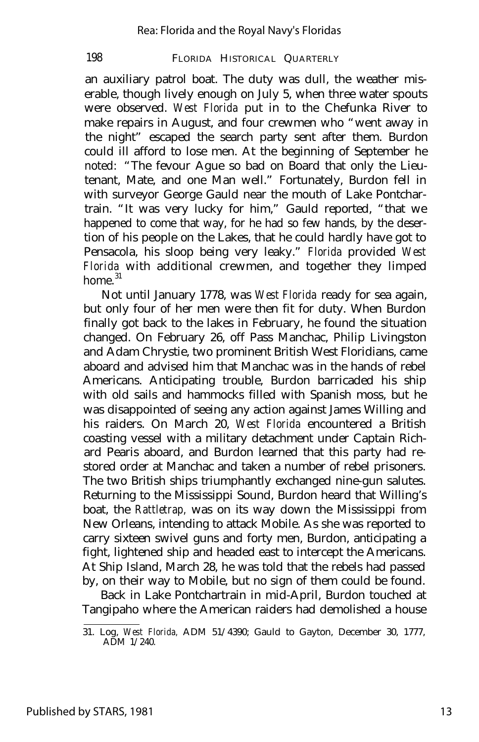an auxiliary patrol boat. The duty was dull, the weather miserable, though lively enough on July 5, when three water spouts were observed. *West Florida* put in to the Chefunka River to make repairs in August, and four crewmen who "went away in the night" escaped the search party sent after them. Burdon could ill afford to lose men. At the beginning of September he noted: "The fevour Ague so bad on Board that only the Lieutenant, Mate, and one Man well." Fortunately, Burdon fell in with surveyor George Gauld near the mouth of Lake Pontchartrain. "It was very lucky for him," Gauld reported, "that we happened to come that way, for he had so few hands, by the desertion of his people on the Lakes, that he could hardly have got to Pensacola, his sloop being very leaky." *Florida* provided *West Florida* with additional crewmen, and together they limped home.[31]

Not until January 1778, was *West Florida* ready for sea again, but only four of her men were then fit for duty. When Burdon finally got back to the lakes in February, he found the situation changed. On February 26, off Pass Manchac, Philip Livingston and Adam Chrystie, two prominent British West Floridians, came aboard and advised him that Manchac was in the hands of rebel Americans. Anticipating trouble, Burdon barricaded his ship with old sails and hammocks filled with Spanish moss, but he was disappointed of seeing any action against James Willing and his raiders. On March 20, *West Florida* encountered a British coasting vessel with a military detachment under Captain Richard Pearis aboard, and Burdon learned that this party had restored order at Manchac and taken a number of rebel prisoners. The two British ships triumphantly exchanged nine-gun salutes. Returning to the Mississippi Sound, Burdon heard that Willing's boat, the *Rattletrap,* was on its way down the Mississippi from New Orleans, intending to attack Mobile. As she was reported to carry sixteen swivel guns and forty men, Burdon, anticipating a fight, lightened ship and headed east to intercept the Americans. At Ship Island, March 28, he was told that the rebels had passed by, on their way to Mobile, but no sign of them could be found.

Back in Lake Pontchartrain in mid-April, Burdon touched at Tangipaho where the American raiders had demolished a house

31. Log, *West Florida,* ADM 51/4390; Gauld to Gayton, December 30, 1777, ADM 1/240.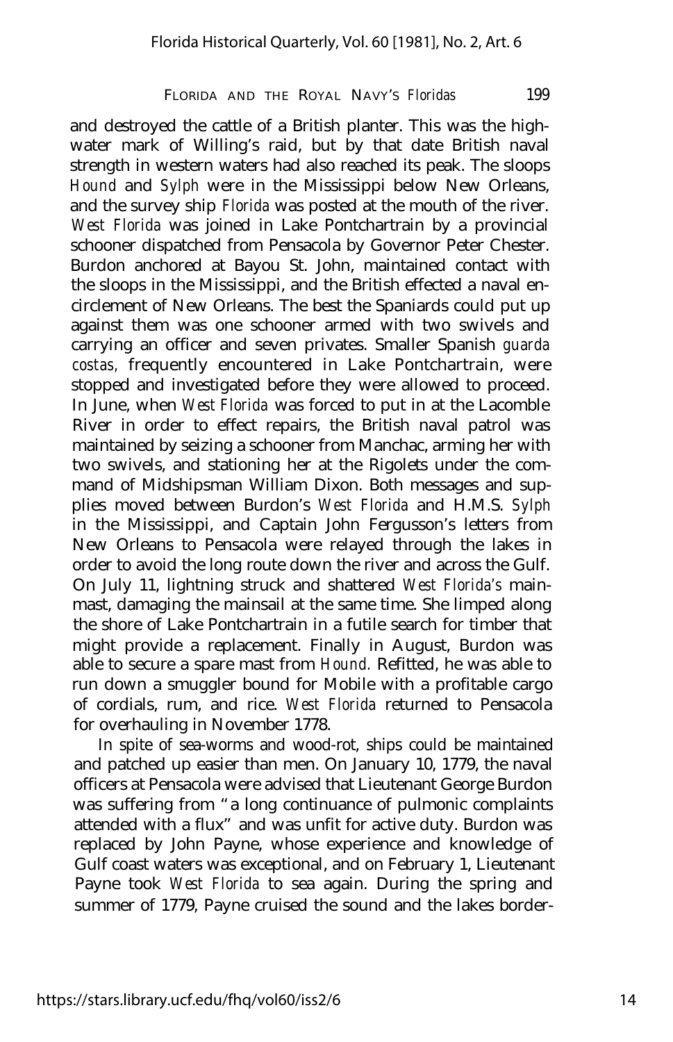and destroyed the cattle of a British planter. This was the high-water mark of Willing's raid, but by that date British naval strength in western waters had also reached its peak. The sloops *Hound* and *Sylph* were in the Mississippi below New Orleans, and the survey ship *Florida* was posted at the mouth of the river. *West Florida* was joined in Lake Pontchartrain by a provincial schooner dispatched from Pensacola by Governor Peter Chester. Burdon anchored at Bayou St. John, maintained contact with the sloops in the Mississippi, and the British effected a naval encirclement of New Orleans. The best the Spaniards could put up against them was one schooner armed with two swivels and carrying an officer and seven privates. Smaller Spanish *guarda costas,* frequently encountered in Lake Pontchartrain, were stopped and investigated before they were allowed to proceed. In June, when *West Florida* was forced to put in at the Lacomble River in order to effect repairs, the British naval patrol was maintained by seizing a schooner from Manchac, arming her with two swivels, and stationing her at the Rigolets under the command of Midshipman William Dixon. Both messages and supplies moved between Burdon's *West Florida* and H.M.S. *Sylph* in the Mississippi, and Captain John Fergusson's letters from New Orleans to Pensacola were relayed through the lakes in order to avoid the long route down the river and across the Gulf. On July 11, lightning struck and shattered *West Florida's* mainmast, damaging the mainsail at the same time. She limped along the shore of Lake Pontchartrain in a futile search for timber that might provide a replacement. Finally in August, Burdon was able to secure a spare mast from *Hound.* Refitted, he was able to run down a smuggler bound for Mobile with a profitable cargo of cordials, rum, and rice. *West Florida* returned to Pensacola for overhauling in November 1778.

In spite of sea-worms and wood-rot, ships could be maintained and patched up easier than men. On January 10, 1779, the naval officers at Pensacola were advised that Lieutenant George Burdon was suffering from "a long continuance of pulmonic complaints attended with a flux" and was unfit for active duty. Burdon was replaced by John Payne, whose experience and knowledge of Gulf coast waters was exceptional, and on February 1, Lieutenant Payne took *West Florida* to sea again. During the spring and summer of 1779, Payne cruised the sound and the lakes border-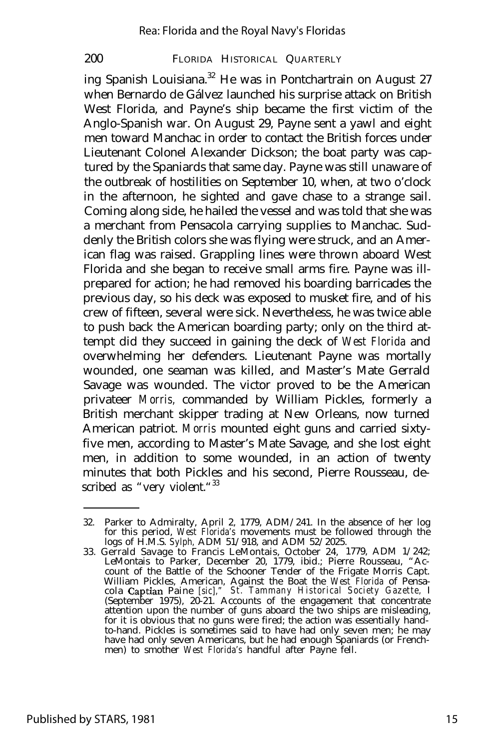ing Spanish Louisiana.[32] He was in Pontchartrain on August 27 when Bernardo de Gálvez launched his surprise attack on British West Florida, and Payne's ship became the first victim of the Anglo-Spanish war. On August 29, Payne sent a yawl and eight men toward Manchac in order to contact the British forces under Lieutenant Colonel Alexander Dickson; the boat party was captured by the Spaniards that same day. Payne was still unaware of the outbreak of hostilities on September 10, when, at two o'clock in the afternoon, he sighted and gave chase to a strange sail. Coming along side, he hailed the vessel and was told that she was a merchant from Pensacola carrying supplies to Manchac. Suddenly the British colors she was flying were struck, and an American flag was raised. Grappling lines were thrown aboard West Florida and she began to receive small arms fire. Payne was ill-prepared for action; he had removed his boarding barricades the previous day, so his deck was exposed to musket fire, and of his crew of fifteen, several were sick. Nevertheless, he was twice able to push back the American boarding party; only on the third attempt did they succeed in gaining the deck of *West Florida* and overwhelming her defenders. Lieutenant Payne was mortally wounded, one seaman was killed, and Master's Mate Gerrald Savage was wounded. The victor proved to be the American privateer *Morris,* commanded by William Pickles, formerly a British merchant skipper trading at New Orleans, now turned American patriot. *Morris* mounted eight guns and carried sixty-five men, according to Master's Mate Savage, and she lost eight men, in addition to some wounded, in an action of twenty minutes that both Pickles and his second, Pierre Rousseau, described as "very violent."[33]

32. Parker to Admiralty, April 2, 1779, ADM/241. In the absence of her log for this period, *West Florida's* movements must be followed through the logs of H.M.S. *Sylph,* ADM 51/918, and ADM 52/2025.

33. Gerrald Savage to Francis LeMontais, October 24, 1779, ADM 1/242; LeMontais to Parker, December 20, 1779, ibid.; Pierre Rousseau, "Account of the Battle of the Schooner Tender of the Frigate Morris Capt. William Pickles, American, Against the Boat the *West Florida* of Pensacola Captian Paine [*sic*]," *St. Tammany Historical Society Gazette,* I (September 1975), 20-21. Accounts of the engagement that concentrate attention upon the number of guns aboard the two ships are misleading, for it is obvious that no guns were fired; the action was essentially hand-to-hand. Pickles is sometimes said to have had only seven men; he may have had only seven Americans, but he had enough Spaniards (or Frenchmen) to smother *West Florida's* handful after Payne fell.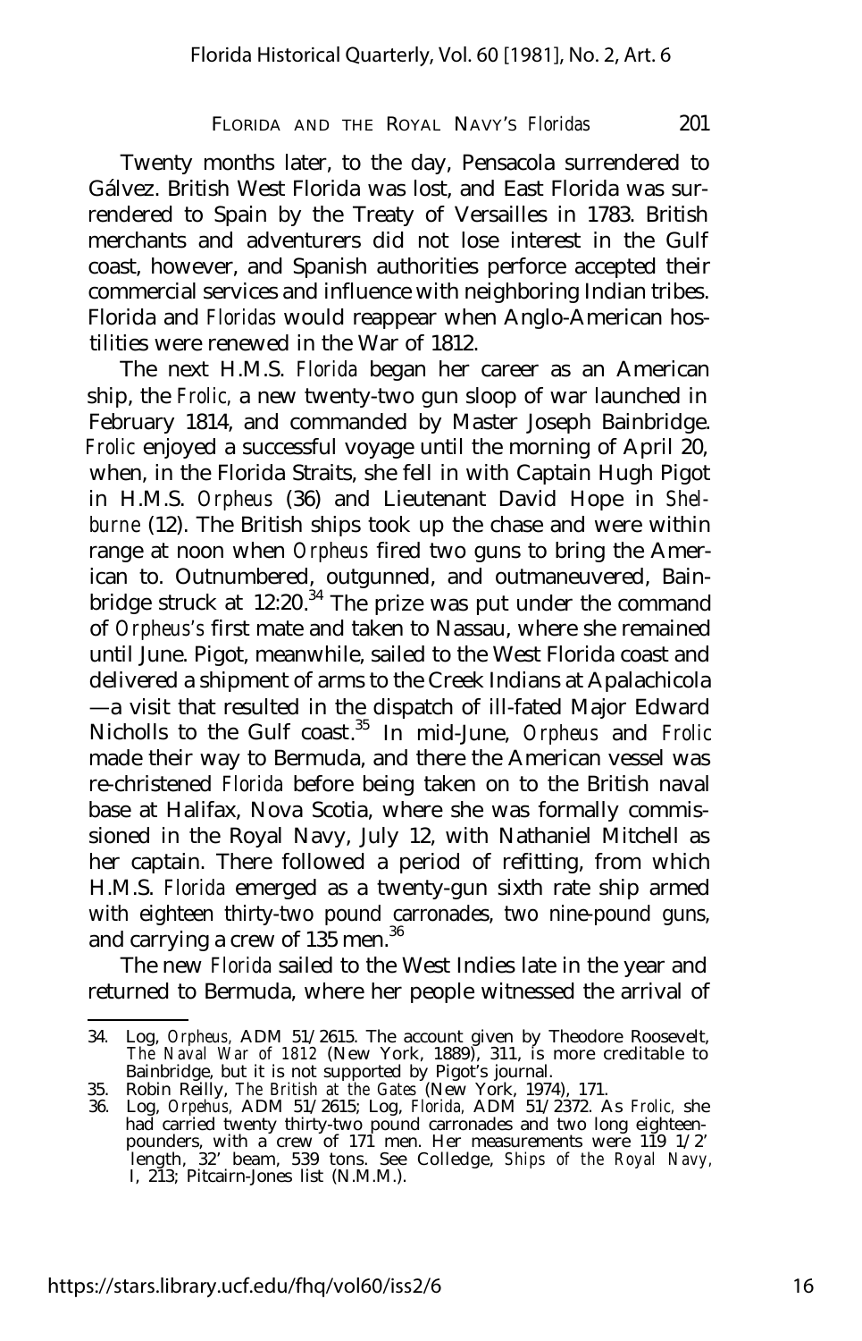Twenty months later, to the day, Pensacola surrendered to Gálvez. British West Florida was lost, and East Florida was surrendered to Spain by the Treaty of Versailles in 1783. British merchants and adventurers did not lose interest in the Gulf coast, however, and Spanish authorities perforce accepted their commercial services and influence with neighboring Indian tribes. Florida and *Floridas* would reappear when Anglo-American hostilities were renewed in the War of 1812.

The next H.M.S. *Florida* began her career as an American ship, the *Frolic,* a new twenty-two gun sloop of war launched in February 1814, and commanded by Master Joseph Bainbridge. *Frolic* enjoyed a successful voyage until the morning of April 20, when, in the Florida Straits, she fell in with Captain Hugh Pigot in H.M.S. *Orpheus* (36) and Lieutenant David Hope in *Shelburne* (12). The British ships took up the chase and were within range at noon when *Orpheus* fired two guns to bring the American to. Outnumbered, outgunned, and outmaneuvered, Bainbridge struck at 12:20.[34] The prize was put under the command of *Orpheus's* first mate and taken to Nassau, where she remained until June. Pigot, meanwhile, sailed to the West Florida coast and delivered a shipment of arms to the Creek Indians at Apalachicola —a visit that resulted in the dispatch of ill-fated Major Edward Nicholls to the Gulf coast.[35] In mid-June, *Orpheus* and *Frolic* made their way to Bermuda, and there the American vessel was re-christened *Florida* before being taken on to the British naval base at Halifax, Nova Scotia, where she was formally commissioned in the Royal Navy, July 12, with Nathaniel Mitchell as her captain. There followed a period of refitting, from which H.M.S. *Florida* emerged as a twenty-gun sixth rate ship armed with eighteen thirty-two pound carronades, two nine-pound guns, and carrying a crew of 135 men.[36]

The new *Florida* sailed to the West Indies late in the year and returned to Bermuda, where her people witnessed the arrival of

---

34. Log, *Orpheus,* ADM 51/2615. The account given by Theodore Roosevelt, *The Naval War of 1812* (New York, 1889), 311, is more creditable to Bainbridge, but it is not supported by Pigot's journal.
35. Robin Reilly, *The British at the Gates* (New York, 1974), 171.
36. Log, *Orpehus,* ADM 51/2615; Log, *Florida,* ADM 51/2372. As *Frolic,* she had carried twenty thirty-two pound carronades and two long eighteen-pounders, with a crew of 171 men. Her measurements were 119 1/2' length, 32' beam, 539 tons. See Colledge, *Ships of the Royal Navy,* I, 213; Pitcairn-Jones list (N.M.M.).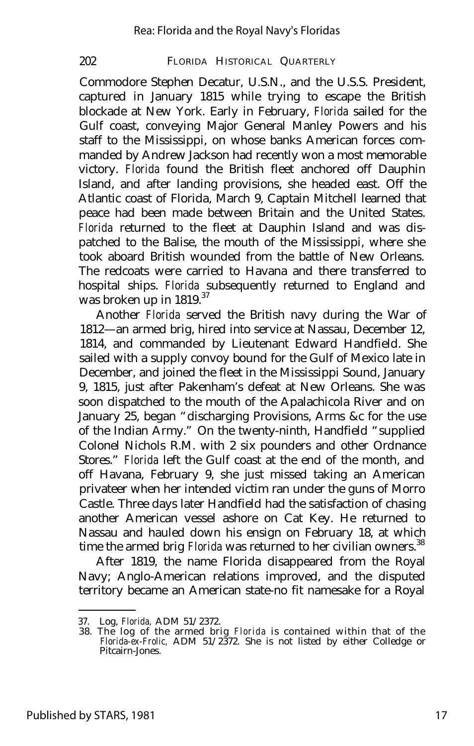Commodore Stephen Decatur, U.S.N., and the U.S.S. President, captured in January 1815 while trying to escape the British blockade at New York. Early in February, *Florida* sailed for the Gulf coast, conveying Major General Manley Powers and his staff to the Mississippi, on whose banks American forces commanded by Andrew Jackson had recently won a most memorable victory. *Florida* found the British fleet anchored off Dauphin Island, and after landing provisions, she headed east. Off the Atlantic coast of Florida, March 9, Captain Mitchell learned that peace had been made between Britain and the United States. *Florida* returned to the fleet at Dauphin Island and was dispatched to the Balise, the mouth of the Mississippi, where she took aboard British wounded from the battle of New Orleans. The redcoats were carried to Havana and there transferred to hospital ships. *Florida* subsequently returned to England and was broken up in 1819.[37]

Another *Florida* served the British navy during the War of 1812—an armed brig, hired into service at Nassau, December 12, 1814, and commanded by Lieutenant Edward Handfield. She sailed with a supply convoy bound for the Gulf of Mexico late in December, and joined the fleet in the Mississippi Sound, January 9, 1815, just after Pakenham's defeat at New Orleans. She was soon dispatched to the mouth of the Apalachicola River and on January 25, began "discharging Provisions, Arms &c for the use of the Indian Army." On the twenty-ninth, Handfield "supplied Colonel Nichols R.M. with 2 six pounders and other Ordnance Stores." *Florida* left the Gulf coast at the end of the month, and off Havana, February 9, she just missed taking an American privateer when her intended victim ran under the guns of Morro Castle. Three days later Handfield had the satisfaction of chasing another American vessel ashore on Cat Key. He returned to Nassau and hauled down his ensign on February 18, at which time the armed brig *Florida* was returned to her civilian owners.[38]

After 1819, the name Florida disappeared from the Royal Navy; Anglo-American relations improved, and the disputed territory became an American state-no fit namesake for a Royal

---

37. Log, *Florida*, ADM 51/2372.
38. The log of the armed brig *Florida* is contained within that of the *Florida-ex-Frolic*, ADM 51/2372. She is not listed by either Colledge or Pitcairn-Jones.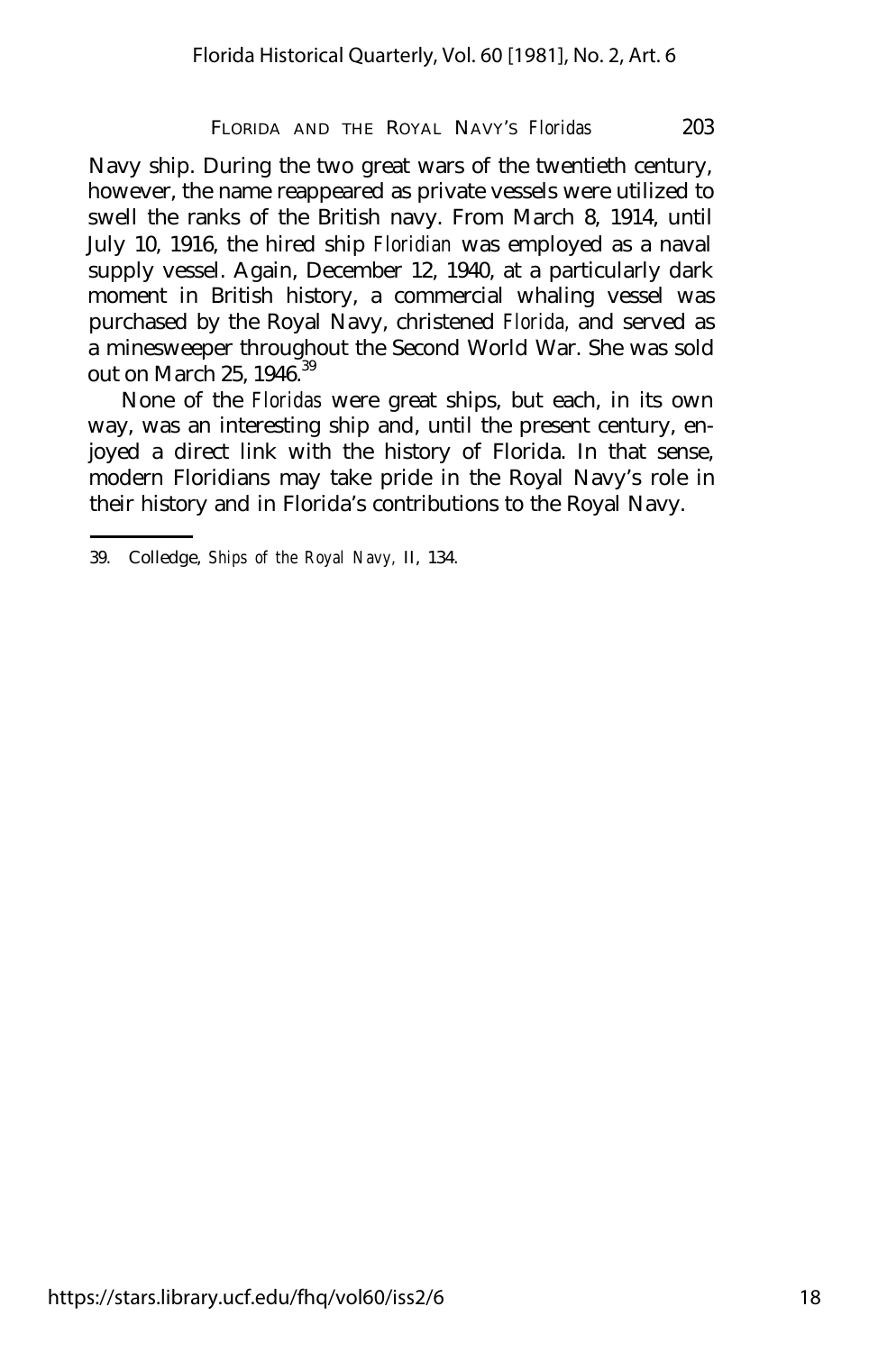Navy ship. During the two great wars of the twentieth century, however, the name reappeared as private vessels were utilized to swell the ranks of the British navy. From March 8, 1914, until July 10, 1916, the hired ship *Floridian* was employed as a naval supply vessel. Again, December 12, 1940, at a particularly dark moment in British history, a commercial whaling vessel was purchased by the Royal Navy, christened *Florida,* and served as a minesweeper throughout the Second World War. She was sold out on March 25, 1946.[39]

None of the *Floridas* were great ships, but each, in its own way, was an interesting ship and, until the present century, enjoyed a direct link with the history of Florida. In that sense, modern Floridians may take pride in the Royal Navy's role in their history and in Florida's contributions to the Royal Navy.

---

39. Colledge, *Ships of the Royal Navy,* II, 134.